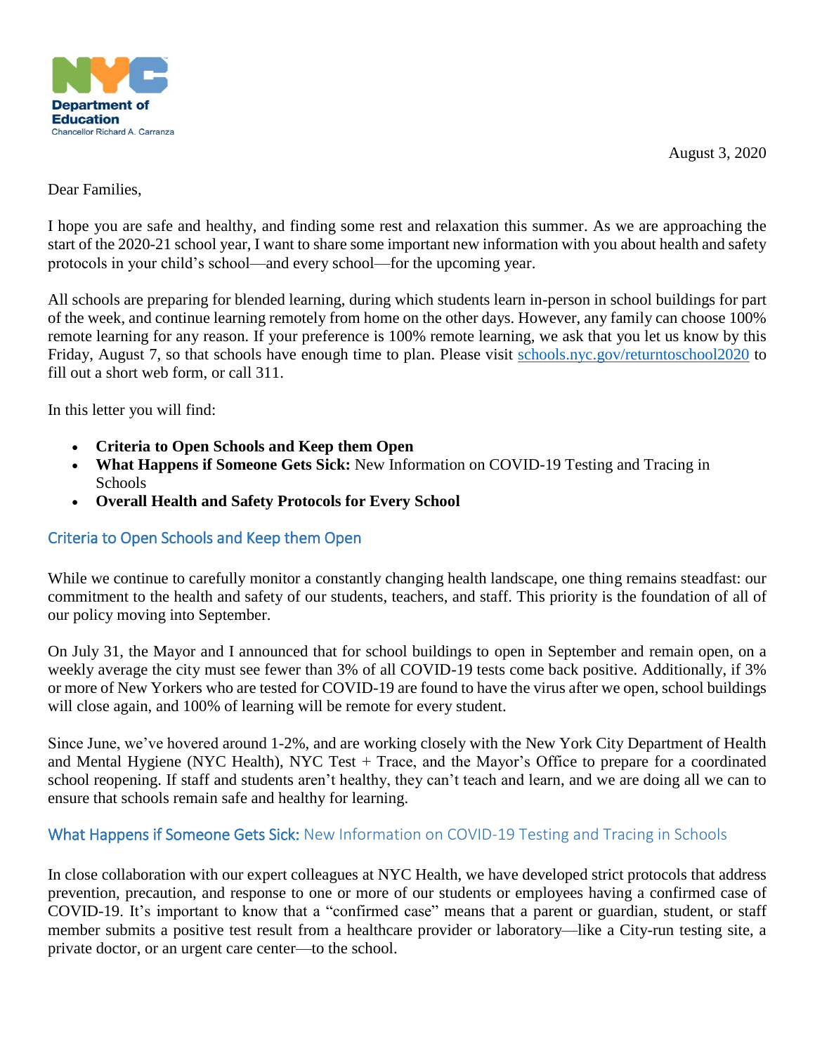NYC Department of Education
Chancellor Richard A. Carranza

August 3, 2020

Dear Families,

I hope you are safe and healthy, and finding some rest and relaxation this summer. As we are approaching the start of the 2020-21 school year, I want to share some important new information with you about health and safety protocols in your child's school—and every school—for the upcoming year.

All schools are preparing for blended learning, during which students learn in-person in school buildings for part of the week, and continue learning remotely from home on the other days. However, any family can choose 100% remote learning for any reason. If your preference is 100% remote learning, we ask that you let us know by this Friday, August 7, so that schools have enough time to plan. Please visit [schools.nyc.gov/returntoschool2020](schools.nyc.gov/returntoschool2020) to fill out a short web form, or call 311.

In this letter you will find:

- **Criteria to Open Schools and Keep them Open**
- **What Happens if Someone Gets Sick:** New Information on COVID-19 Testing and Tracing in Schools
- **Overall Health and Safety Protocols for Every School**

## Criteria to Open Schools and Keep them Open

While we continue to carefully monitor a constantly changing health landscape, one thing remains steadfast: our commitment to the health and safety of our students, teachers, and staff. This priority is the foundation of all of our policy moving into September.

On July 31, the Mayor and I announced that for school buildings to open in September and remain open, on a weekly average the city must see fewer than 3% of all COVID-19 tests come back positive. Additionally, if 3% or more of New Yorkers who are tested for COVID-19 are found to have the virus after we open, school buildings will close again, and 100% of learning will be remote for every student.

Since June, we've hovered around 1-2%, and are working closely with the New York City Department of Health and Mental Hygiene (NYC Health), NYC Test + Trace, and the Mayor's Office to prepare for a coordinated school reopening. If staff and students aren't healthy, they can't teach and learn, and we are doing all we can to ensure that schools remain safe and healthy for learning.

## What Happens if Someone Gets Sick: New Information on COVID-19 Testing and Tracing in Schools

In close collaboration with our expert colleagues at NYC Health, we have developed strict protocols that address prevention, precaution, and response to one or more of our students or employees having a confirmed case of COVID-19. It's important to know that a "confirmed case" means that a parent or guardian, student, or staff member submits a positive test result from a healthcare provider or laboratory—like a City-run testing site, a private doctor, or an urgent care center—to the school.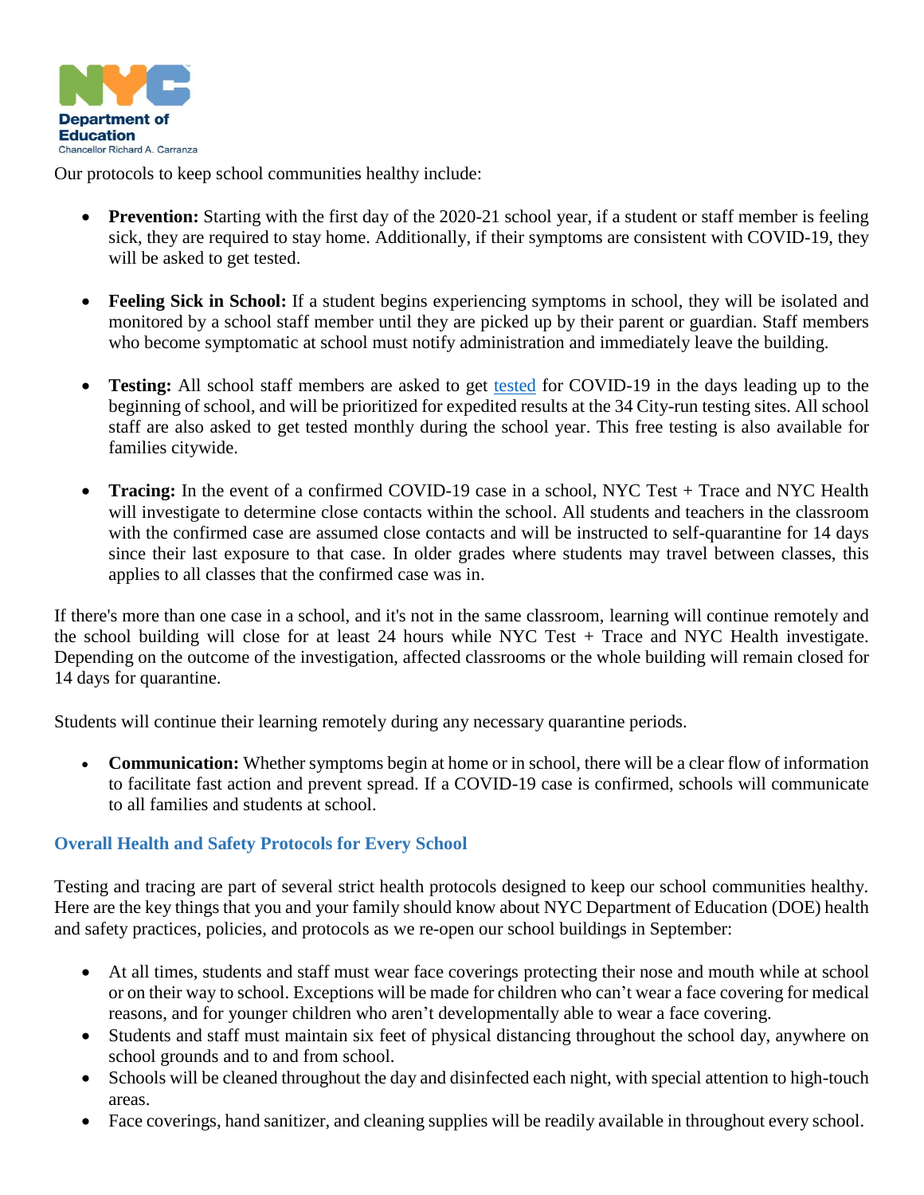Our protocols to keep school communities healthy include:

- **Prevention:** Starting with the first day of the 2020-21 school year, if a student or staff member is feeling sick, they are required to stay home. Additionally, if their symptoms are consistent with COVID-19, they will be asked to get tested.

- **Feeling Sick in School:** If a student begins experiencing symptoms in school, they will be isolated and monitored by a school staff member until they are picked up by their parent or guardian. Staff members who become symptomatic at school must notify administration and immediately leave the building.

- **Testing:** All school staff members are asked to get tested for COVID-19 in the days leading up to the beginning of school, and will be prioritized for expedited results at the 34 City-run testing sites. All school staff are also asked to get tested monthly during the school year. This free testing is also available for families citywide.

- **Tracing:** In the event of a confirmed COVID-19 case in a school, NYC Test + Trace and NYC Health will investigate to determine close contacts within the school. All students and teachers in the classroom with the confirmed case are assumed close contacts and will be instructed to self-quarantine for 14 days since their last exposure to that case. In older grades where students may travel between classes, this applies to all classes that the confirmed case was in.

If there's more than one case in a school, and it's not in the same classroom, learning will continue remotely and the school building will close for at least 24 hours while NYC Test + Trace and NYC Health investigate. Depending on the outcome of the investigation, affected classrooms or the whole building will remain closed for 14 days for quarantine.

Students will continue their learning remotely during any necessary quarantine periods.

- **Communication:** Whether symptoms begin at home or in school, there will be a clear flow of information to facilitate fast action and prevent spread. If a COVID-19 case is confirmed, schools will communicate to all families and students at school.

### Overall Health and Safety Protocols for Every School

Testing and tracing are part of several strict health protocols designed to keep our school communities healthy. Here are the key things that you and your family should know about NYC Department of Education (DOE) health and safety practices, policies, and protocols as we re-open our school buildings in September:

- At all times, students and staff must wear face coverings protecting their nose and mouth while at school or on their way to school. Exceptions will be made for children who can't wear a face covering for medical reasons, and for younger children who aren't developmentally able to wear a face covering.
- Students and staff must maintain six feet of physical distancing throughout the school day, anywhere on school grounds and to and from school.
- Schools will be cleaned throughout the day and disinfected each night, with special attention to high-touch areas.
- Face coverings, hand sanitizer, and cleaning supplies will be readily available in throughout every school.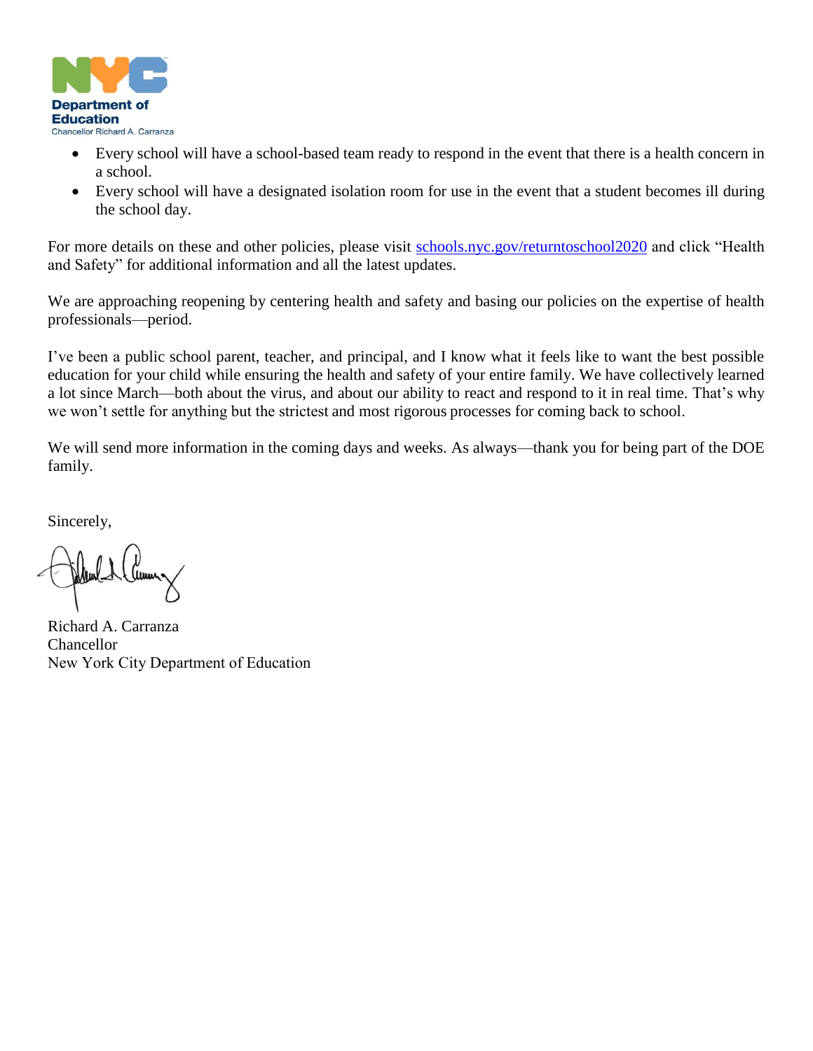- Every school will have a school-based team ready to respond in the event that there is a health concern in a school.
- Every school will have a designated isolation room for use in the event that a student becomes ill during the school day.

For more details on these and other policies, please visit [schools.nyc.gov/returntoschool2020](schools.nyc.gov/returntoschool2020) and click "Health and Safety" for additional information and all the latest updates.

We are approaching reopening by centering health and safety and basing our policies on the expertise of health professionals—period.

I've been a public school parent, teacher, and principal, and I know what it feels like to want the best possible education for your child while ensuring the health and safety of your entire family. We have collectively learned a lot since March—both about the virus, and about our ability to react and respond to it in real time. That's why we won't settle for anything but the strictest and most rigorous processes for coming back to school.

We will send more information in the coming days and weeks. As always—thank you for being part of the DOE family.

Sincerely,

Richard A. Carranza
Chancellor
New York City Department of Education